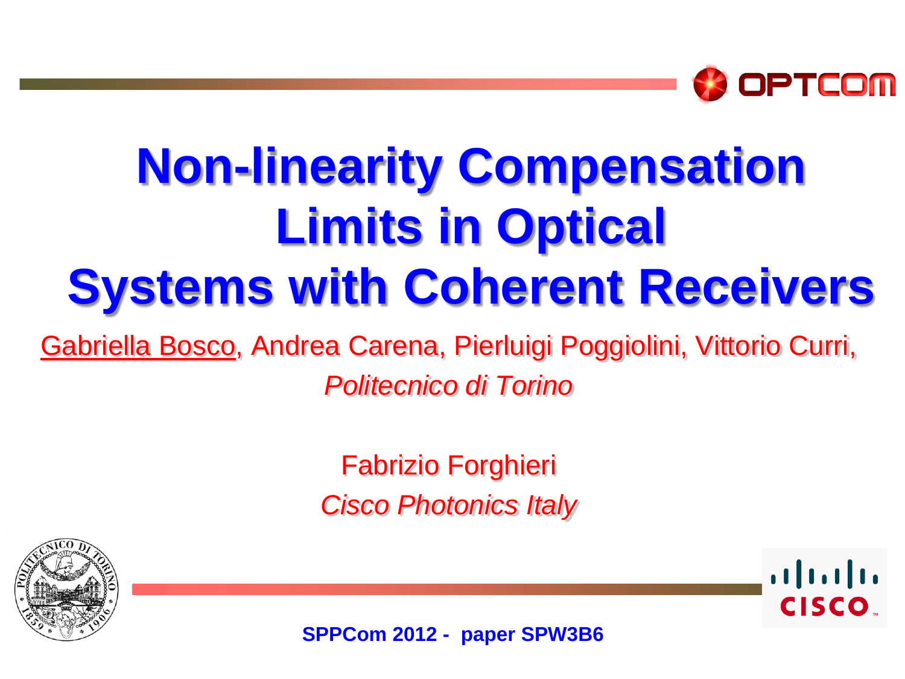# Non-linearity Compensation Limits in Optical Systems with Coherent Receivers

Gabriella Bosco, Andrea Carena, Pierluigi Poggiolini, Vittorio Curri,
*Politecnico di Torino*

Fabrizio Forghieri
*Cisco Photonics Italy*

**SPPCom 2012 - paper SPW3B6**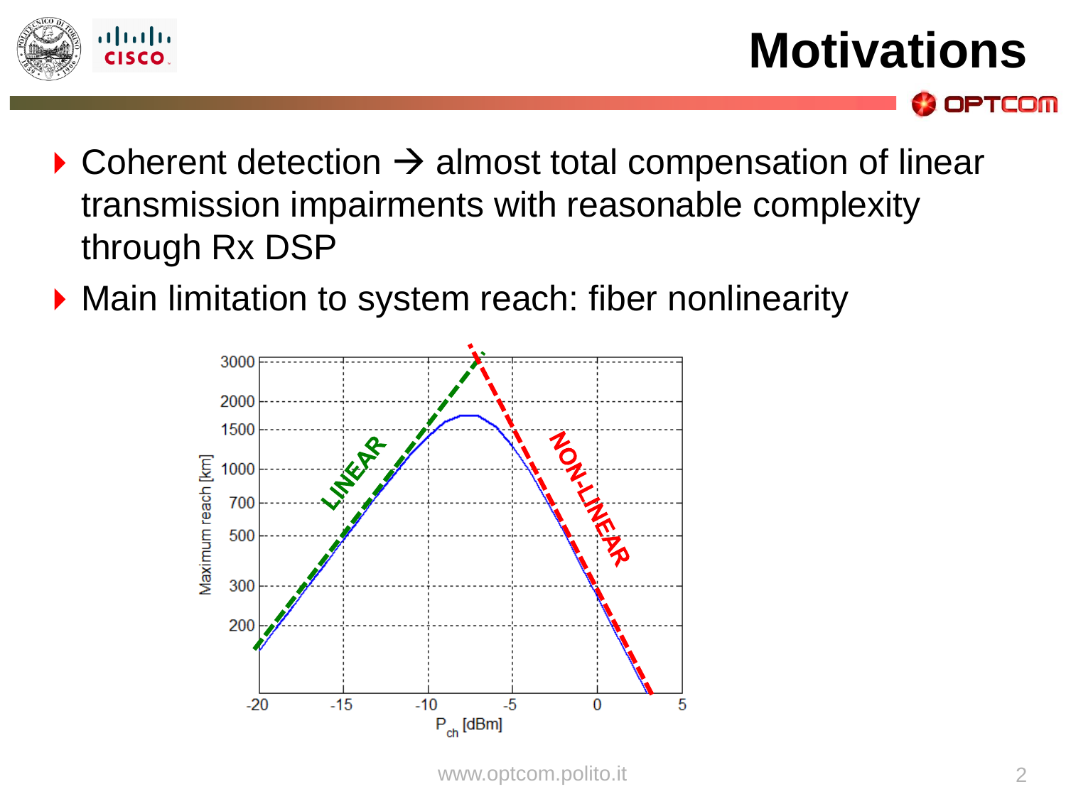# Motivations

- Coherent detection → almost total compensation of linear transmission impairments with reasonable complexity through Rx DSP
- Main limitation to system reach: fiber nonlinearity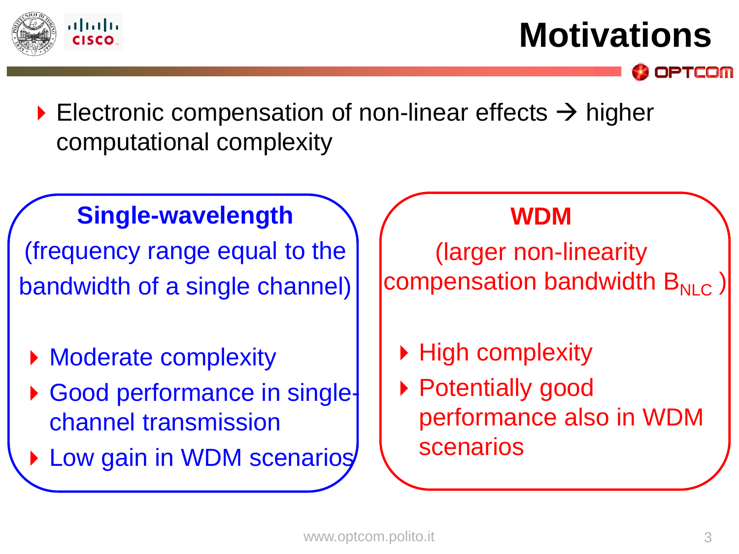# Motivations

- Electronic compensation of non-linear effects → higher computational complexity

**Single-wavelength**

(frequency range equal to the bandwidth of a single channel)

- Moderate complexity
- Good performance in single-channel transmission
- Low gain in WDM scenarios

**WDM**

(larger non-linearity compensation bandwidth $B_{NLC}$ )

- High complexity
- Potentially good performance also in WDM scenarios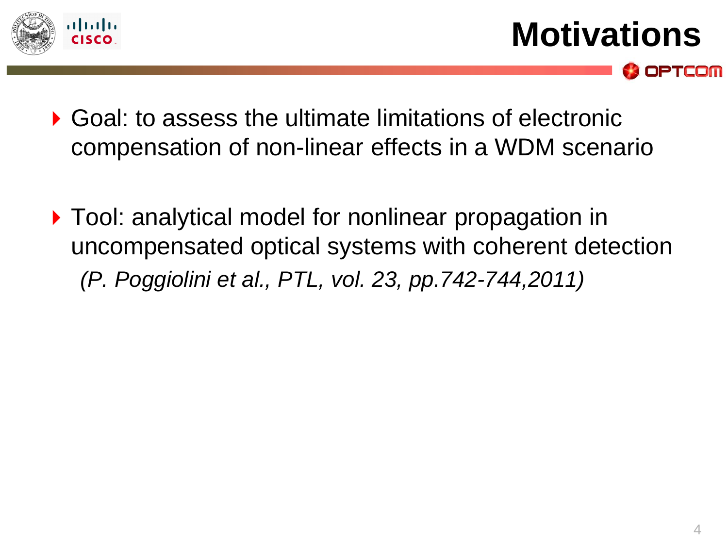# Motivations

- Goal: to assess the ultimate limitations of electronic compensation of non-linear effects in a WDM scenario

- Tool: analytical model for nonlinear propagation in uncompensated optical systems with coherent detection
  *(P. Poggiolini et al., PTL, vol. 23, pp.742-744,2011)*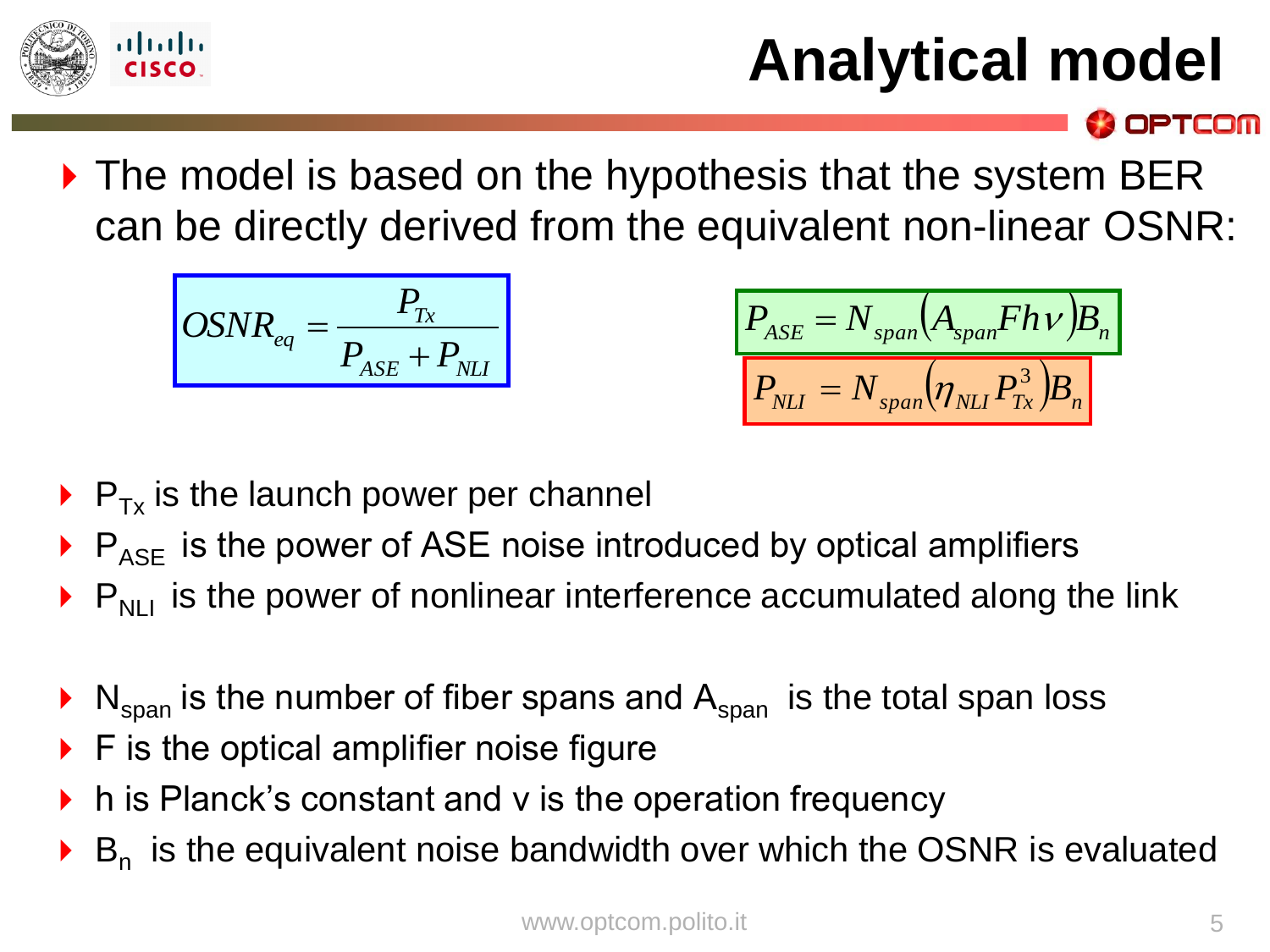# Analytical model

- The model is based on the hypothesis that the system BER can be directly derived from the equivalent non-linear OSNR:

$$OSNR_{eq} = \frac{P_{Tx}}{P_{ASE} + P_{NLI}}$$

$$P_{ASE} = N_{span}\left(A_{span} F h \nu\right) B_n$$

$$P_{NLI} = N_{span}\left(\eta_{NLI} P_{Tx}^3\right) B_n$$

- $P_{Tx}$ is the launch power per channel
- $P_{ASE}$ is the power of ASE noise introduced by optical amplifiers
- $P_{NLI}$ is the power of nonlinear interference accumulated along the link

- $N_{span}$ is the number of fiber spans and $A_{span}$ is the total span loss
- F is the optical amplifier noise figure
- h is Planck's constant and v is the operation frequency
- $B_n$ is the equivalent noise bandwidth over which the OSNR is evaluated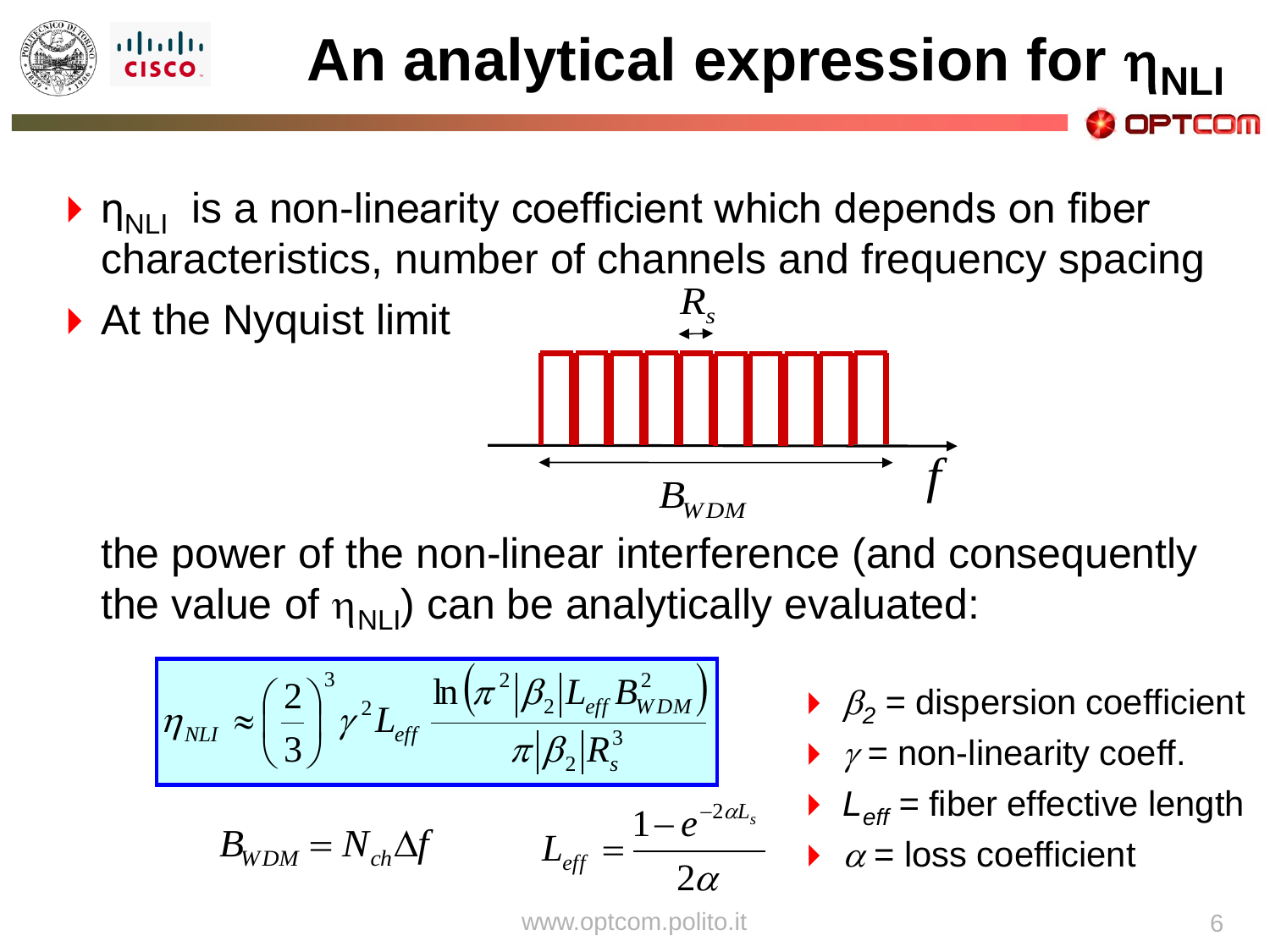# An analytical expression for $\eta_{NLI}$

- $\eta_{NLI}$ is a non-linearity coefficient which depends on fiber characteristics, number of channels and frequency spacing
- At the Nyquist limit

$R_s$

$B_{WDM}$ $f$

the power of the non-linear interference (and consequently the value of $\eta_{NLI}$) can be analytically evaluated:

$$\eta_{NLI} \approx \left(\frac{2}{3}\right)^3 \gamma^2 L_{eff} \frac{\ln\left(\pi^2 |\beta_2| L_{eff} B_{WDM}^2\right)}{\pi |\beta_2| R_s^3}$$

$$B_{WDM} = N_{ch} \Delta f \qquad L_{eff} = \frac{1 - e^{-2\alpha L_s}}{2\alpha}$$

- $\beta_2$ = dispersion coefficient
- $\gamma$ = non-linearity coeff.
- $L_{eff}$ = fiber effective length
- $\alpha$ = loss coefficient

www.optcom.polito.it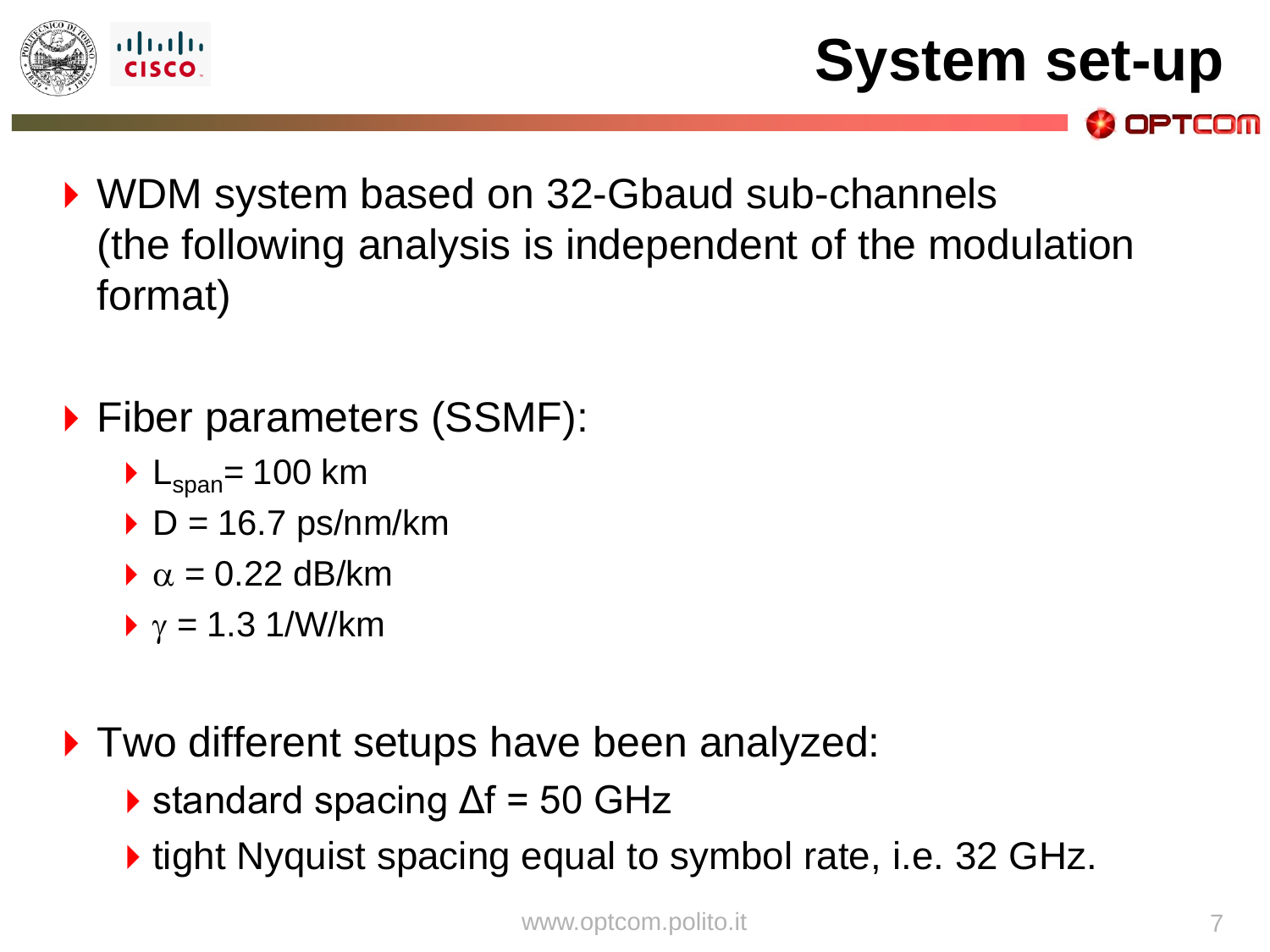# System set-up

- WDM system based on 32-Gbaud sub-channels (the following analysis is independent of the modulation format)

- Fiber parameters (SSMF):
  - $L_{span}$= 100 km
  - D = 16.7 ps/nm/km
  - $\alpha$ = 0.22 dB/km
  - $\gamma$ = 1.3 1/W/km

- Two different setups have been analyzed:
  - standard spacing $\Delta$f = 50 GHz
  - tight Nyquist spacing equal to symbol rate, i.e. 32 GHz.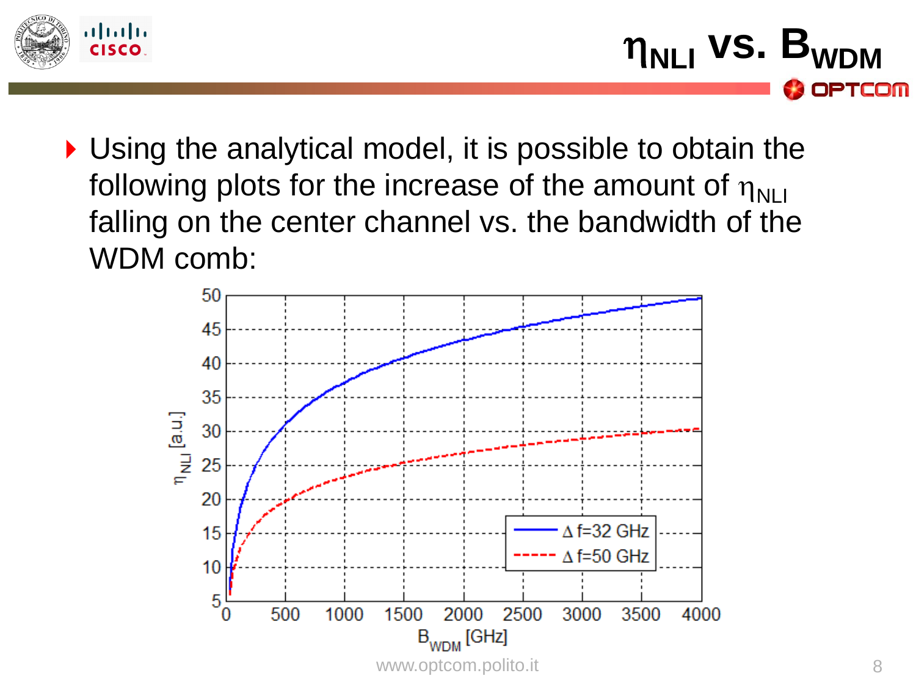# $\eta_{NLI}$ vs. $B_{WDM}$

- Using the analytical model, it is possible to obtain the following plots for the increase of the amount of $\eta_{NLI}$ falling on the center channel vs. the bandwidth of the WDM comb: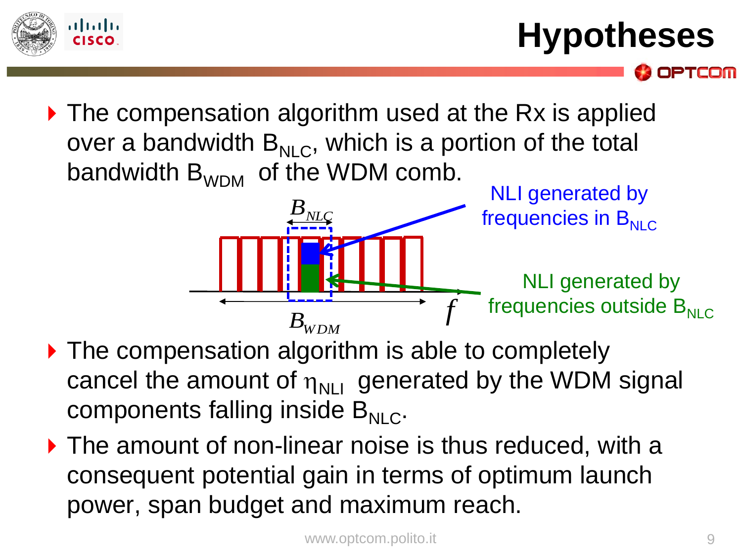# Hypotheses

- The compensation algorithm used at the Rx is applied over a bandwidth $B_{NLC}$, which is a portion of the total bandwidth $B_{WDM}$ of the WDM comb.

NLI generated by frequencies in $B_{NLC}$

NLI generated by frequencies outside $B_{NLC}$

- The compensation algorithm is able to completely cancel the amount of $\eta_{NLI}$ generated by the WDM signal components falling inside $B_{NLC}$.
- The amount of non-linear noise is thus reduced, with a consequent potential gain in terms of optimum launch power, span budget and maximum reach.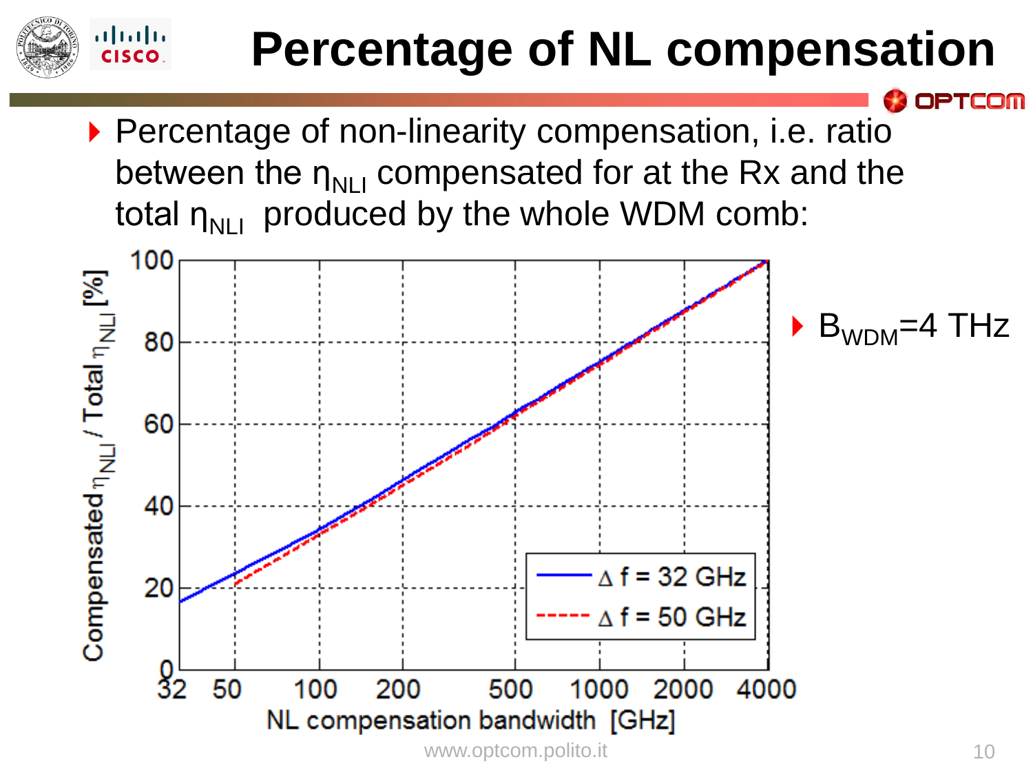# Percentage of NL compensation

- Percentage of non-linearity compensation, i.e. ratio between the $\eta_{NLI}$ compensated for at the Rx and the total $\eta_{NLI}$ produced by the whole WDM comb:

- $B_{WDM}$=4 THz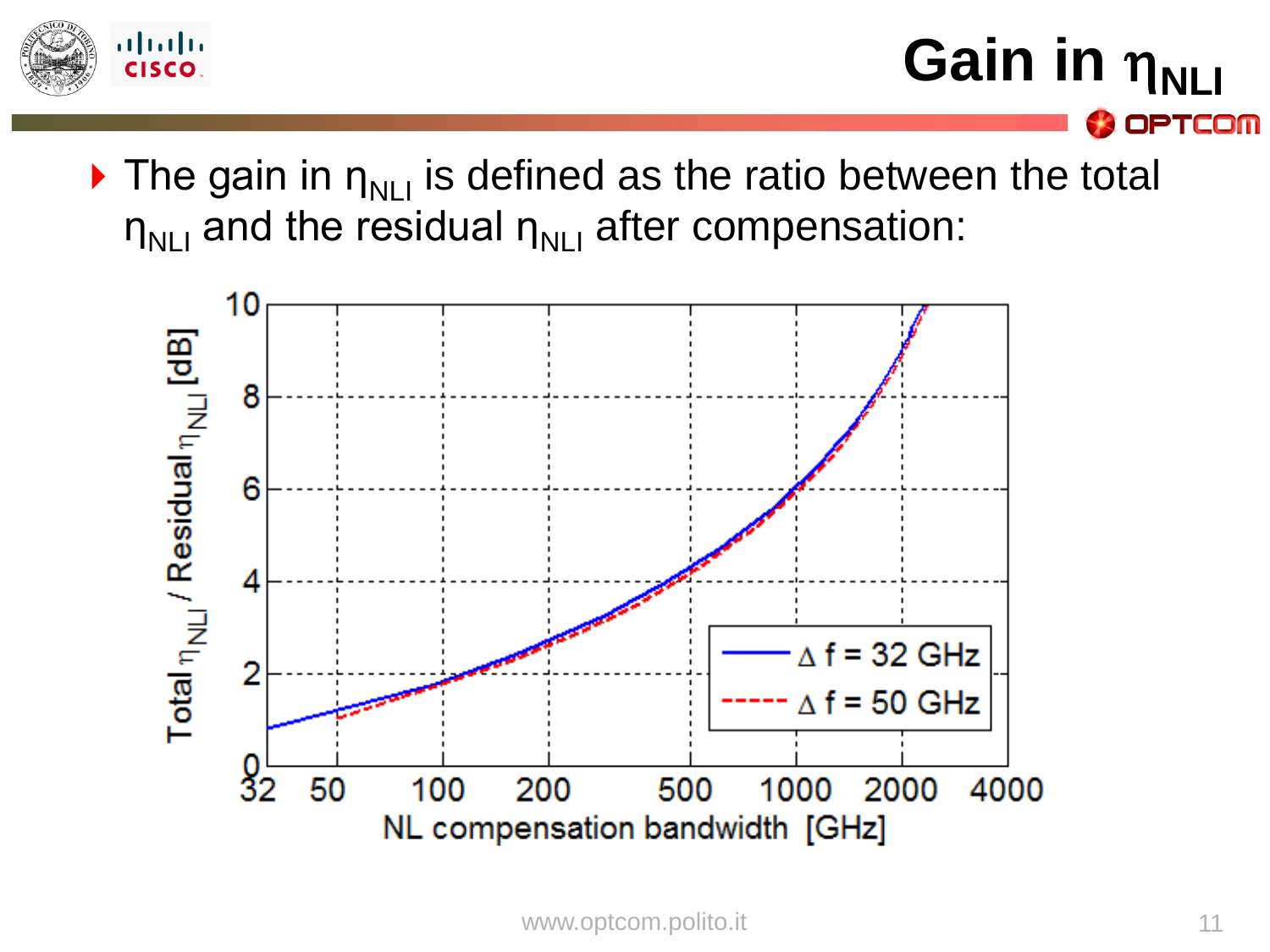# Gain in $\eta_{NLI}$

- The gain in $\eta_{NLI}$ is defined as the ratio between the total $\eta_{NLI}$ and the residual $\eta_{NLI}$ after compensation: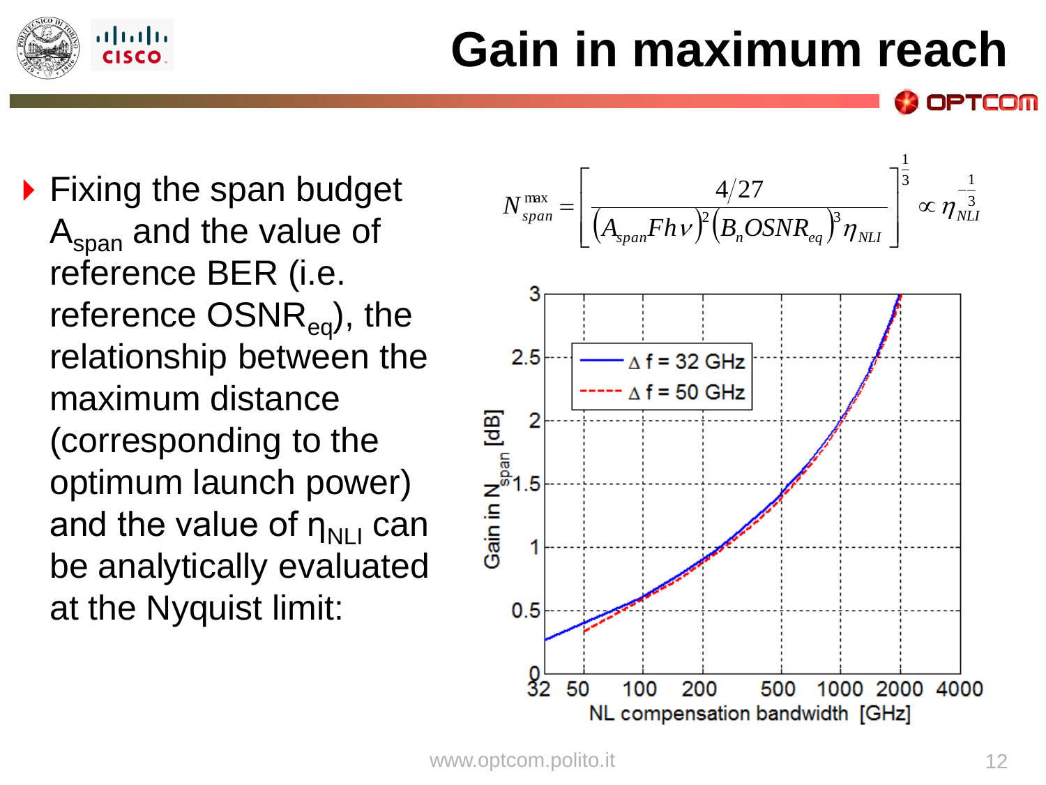# Gain in maximum reach

- Fixing the span budget $A_{span}$ and the value of reference BER (i.e. reference $OSNR_{eq}$), the relationship between the maximum distance (corresponding to the optimum launch power) and the value of $\eta_{NLI}$ can be analytically evaluated at the Nyquist limit:

$$N_{span}^{max} = \left[ \frac{4/27}{\left(A_{span} F h \nu\right)^2 \left(B_n OSNR_{eq}\right)^3 \eta_{NLI}} \right]^{\frac{1}{3}} \propto \eta_{NLI}^{-\frac{1}{3}}$$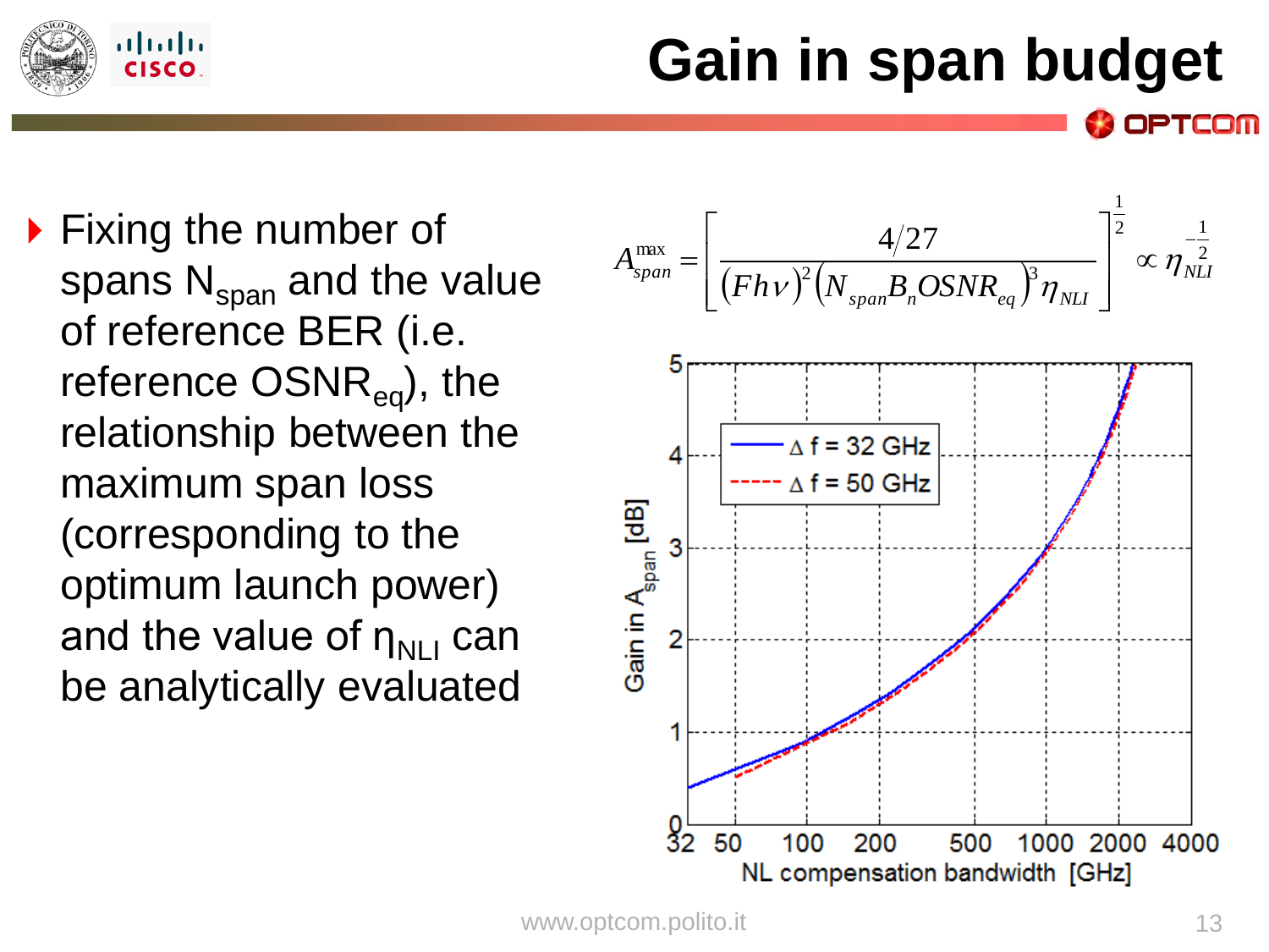# Gain in span budget

- Fixing the number of spans $N_{span}$ and the value of reference BER (i.e. reference $OSNR_{eq}$), the relationship between the maximum span loss (corresponding to the optimum launch power) and the value of $\eta_{NLI}$ can be analytically evaluated

$$A_{span}^{\max} = \left[ \frac{4/27}{(Fh\nu)^2 \left(N_{span} B_n OSNR_{eq}\right)^3 \eta_{NLI}} \right]^{\frac{1}{2}} \propto \eta_{NLI}^{-\frac{1}{2}}$$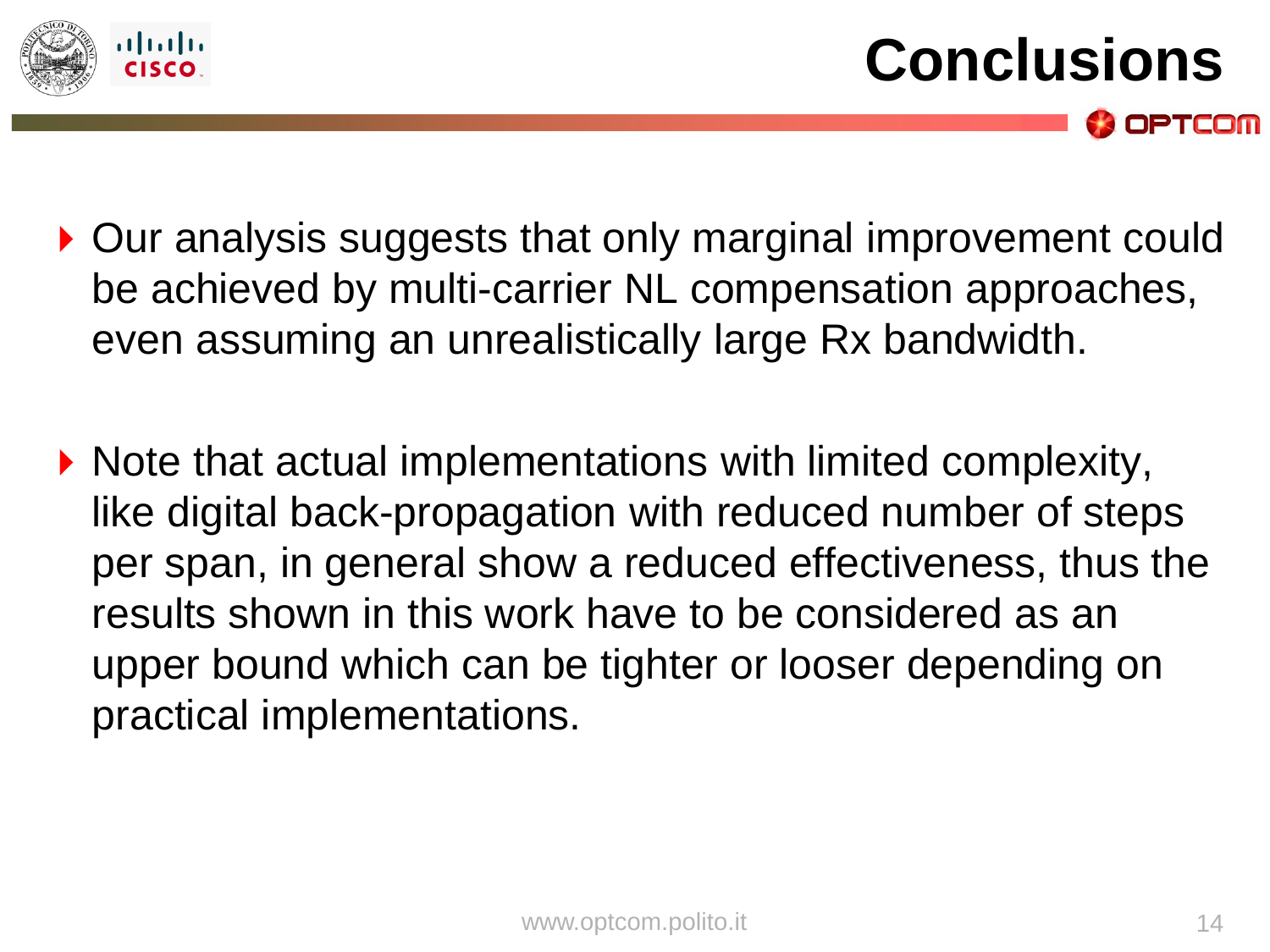# Conclusions

- Our analysis suggests that only marginal improvement could be achieved by multi-carrier NL compensation approaches, even assuming an unrealistically large Rx bandwidth.

- Note that actual implementations with limited complexity, like digital back-propagation with reduced number of steps per span, in general show a reduced effectiveness, thus the results shown in this work have to be considered as an upper bound which can be tighter or looser depending on practical implementations.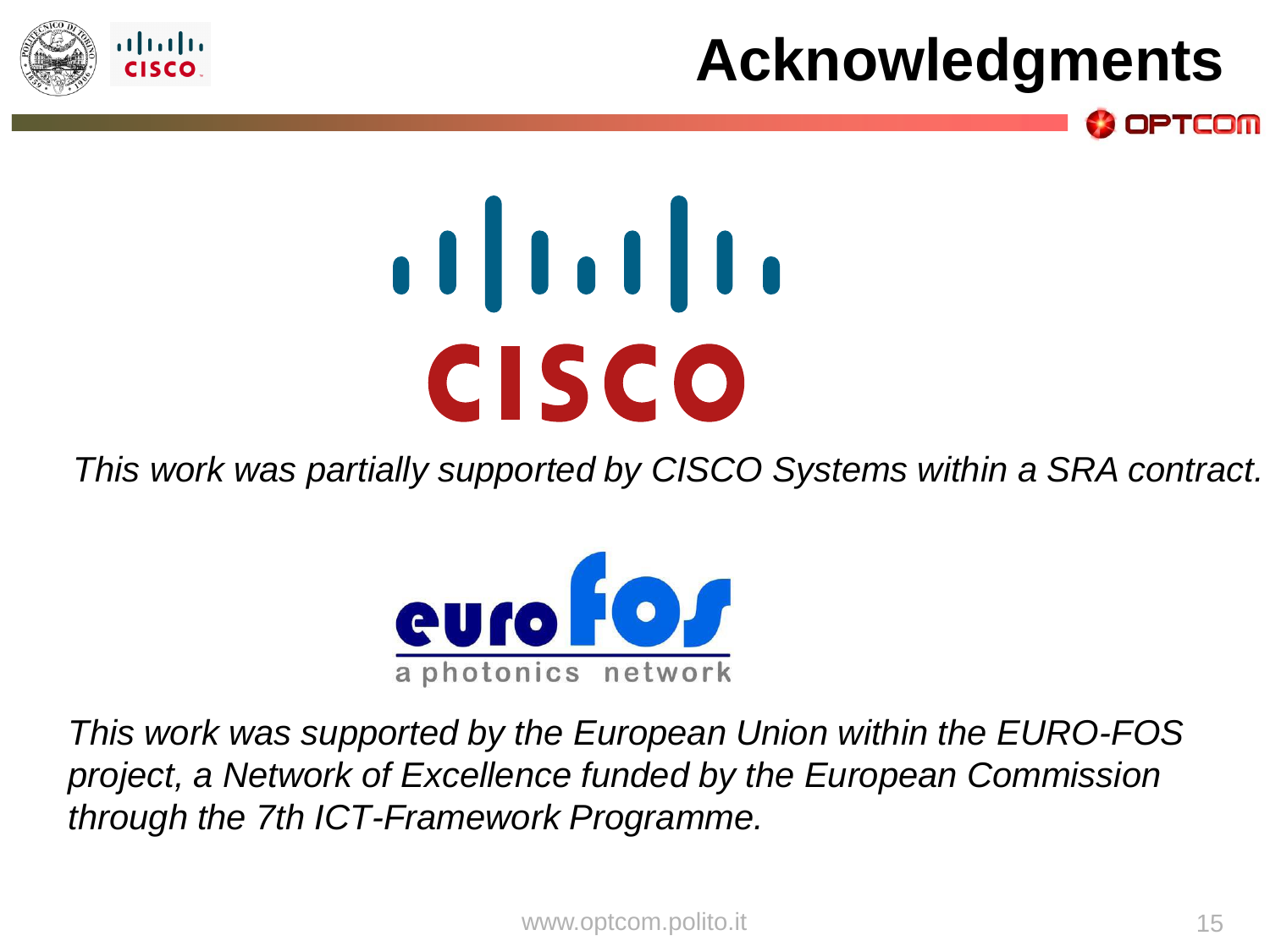# Acknowledgments

*This work was partially supported by CISCO Systems within a SRA contract.*

*This work was supported by the European Union within the EURO-FOS project, a Network of Excellence funded by the European Commission through the 7th ICT-Framework Programme.*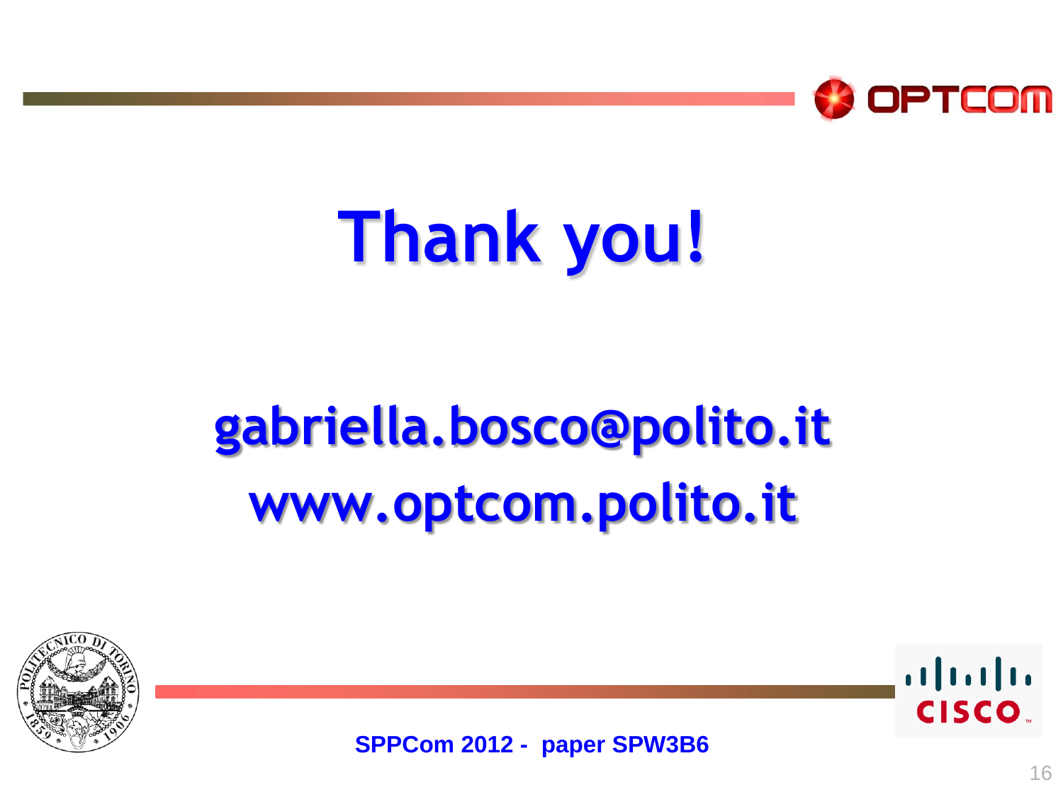# Thank you!

**gabriella.bosco@polito.it**

**www.optcom.polito.it**

**SPPCom 2012 - paper SPW3B6**